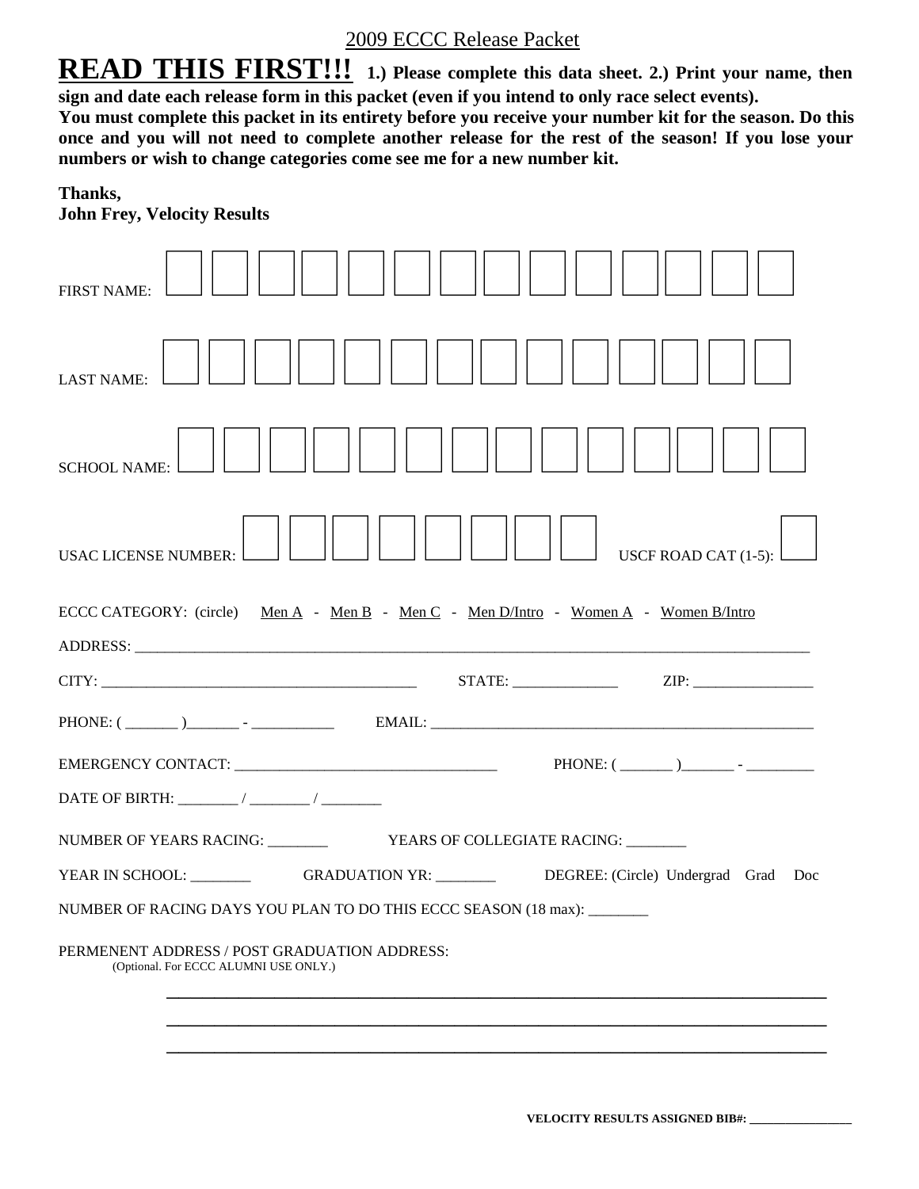2009 ECCC Release Packet

**READ THIS FIRST!!!** **1.) Please complete this data sheet. 2.) Print your name, then sign and date each release form in this packet (even if you intend to only race select events). You must complete this packet in its entirety before you receive your number kit for the season. Do this once and you will not need to complete another release for the rest of the season! If you lose your numbers or wish to change categories come see me for a new number kit.**

**Thanks,**
**John Frey, Velocity Results**

FIRST NAME: | | | | | | | | | | | | | | |

LAST NAME: | | | | | | | | | | | | | | |

SCHOOL NAME: | | | | | | | | | | | | | | |

USAC LICENSE NUMBER: | | | | | | | | | USCF ROAD CAT (1-5): | |

ECCC CATEGORY: (circle) Men A - Men B - Men C - Men D/Intro - Women A - Women B/Intro

ADDRESS: ______________________________________________________________

CITY: ________________________________ STATE: ____________ ZIP: ______________

PHONE: ( _______ )_______ - __________ EMAIL: ______________________________________

EMERGENCY CONTACT: ___________________________ PHONE: ( _______ )_______ - ________

DATE OF BIRTH: ________ / ________ / ________

NUMBER OF YEARS RACING: ________ YEARS OF COLLEGIATE RACING: ________

YEAR IN SCHOOL: ________ GRADUATION YR: ________ DEGREE: (Circle) Undergrad Grad Doc

NUMBER OF RACING DAYS YOU PLAN TO DO THIS ECCC SEASON (18 max): ________

PERMENENT ADDRESS / POST GRADUATION ADDRESS:
(Optional. For ECCC ALUMNI USE ONLY.)

______________________________________________________________

______________________________________________________________

______________________________________________________________

**VELOCITY RESULTS ASSIGNED BIB#: ________________**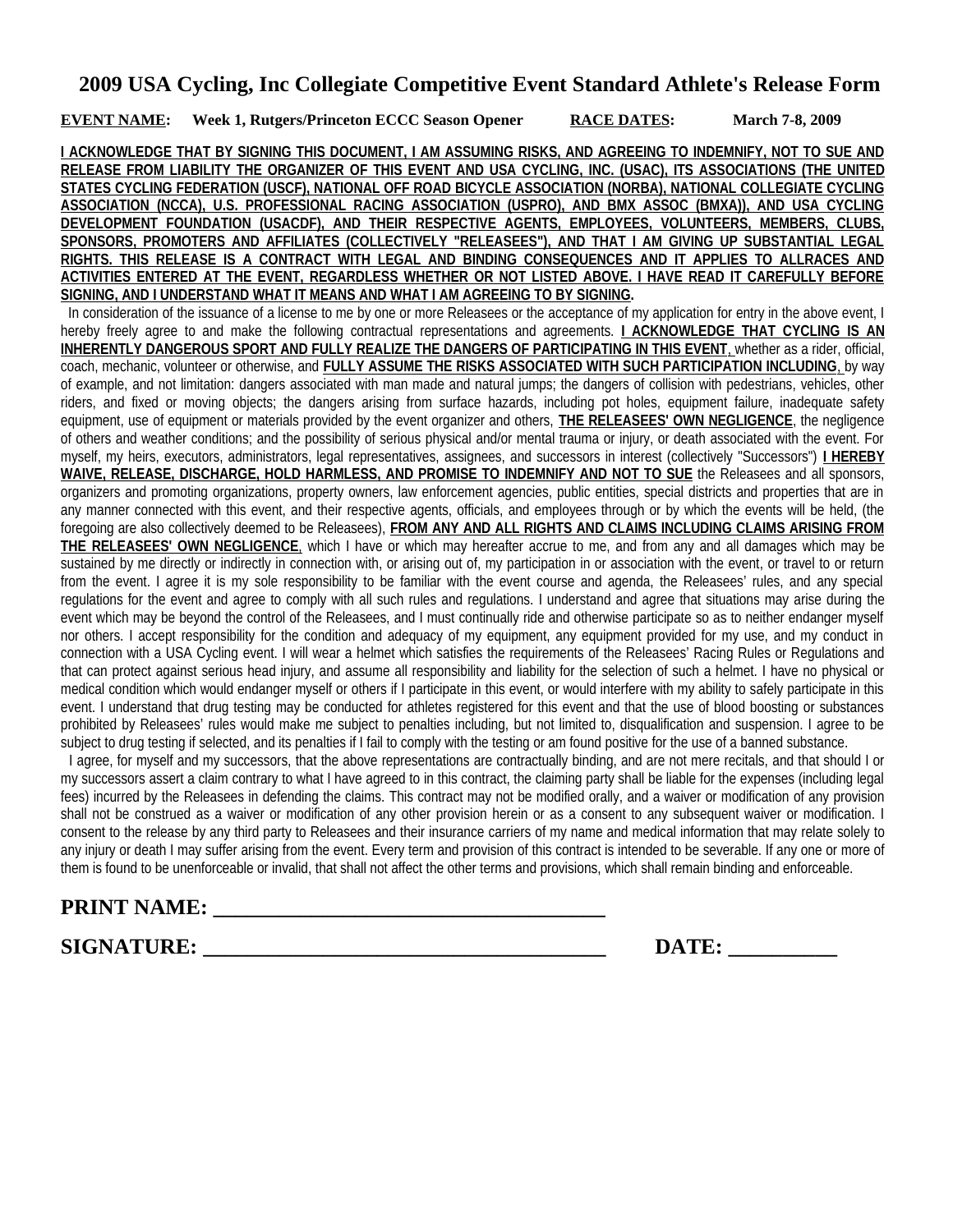# 2009 USA Cycling, Inc Collegiate Competitive Event Standard Athlete's Release Form

**EVENT NAME: Week 1, Rutgers/Princeton ECCC Season Opener RACE DATES: March 7-8, 2009**

**I ACKNOWLEDGE THAT BY SIGNING THIS DOCUMENT, I AM ASSUMING RISKS, AND AGREEING TO INDEMNIFY, NOT TO SUE AND RELEASE FROM LIABILITY THE ORGANIZER OF THIS EVENT AND USA CYCLING, INC. (USAC), ITS ASSOCIATIONS (THE UNITED STATES CYCLING FEDERATION (USCF), NATIONAL OFF ROAD BICYCLE ASSOCIATION (NORBA), NATIONAL COLLEGIATE CYCLING ASSOCIATION (NCCA), U.S. PROFESSIONAL RACING ASSOCIATION (USPRO), AND BMX ASSOC (BMXA)), AND USA CYCLING DEVELOPMENT FOUNDATION (USACDF), AND THEIR RESPECTIVE AGENTS, EMPLOYEES, VOLUNTEERS, MEMBERS, CLUBS, SPONSORS, PROMOTERS AND AFFILIATES (COLLECTIVELY "RELEASEES"), AND THAT I AM GIVING UP SUBSTANTIAL LEGAL RIGHTS. THIS RELEASE IS A CONTRACT WITH LEGAL AND BINDING CONSEQUENCES AND IT APPLIES TO ALLRACES AND ACTIVITIES ENTERED AT THE EVENT, REGARDLESS WHETHER OR NOT LISTED ABOVE. I HAVE READ IT CAREFULLY BEFORE SIGNING, AND I UNDERSTAND WHAT IT MEANS AND WHAT I AM AGREEING TO BY SIGNING.**

In consideration of the issuance of a license to me by one or more Releasees or the acceptance of my application for entry in the above event, I hereby freely agree to and make the following contractual representations and agreements. **I ACKNOWLEDGE THAT CYCLING IS AN INHERENTLY DANGEROUS SPORT AND FULLY REALIZE THE DANGERS OF PARTICIPATING IN THIS EVENT**, whether as a rider, official, coach, mechanic, volunteer or otherwise, and **FULLY ASSUME THE RISKS ASSOCIATED WITH SUCH PARTICIPATION INCLUDING**, by way of example, and not limitation: dangers associated with man made and natural jumps; the dangers of collision with pedestrians, vehicles, other riders, and fixed or moving objects; the dangers arising from surface hazards, including pot holes, equipment failure, inadequate safety equipment, use of equipment or materials provided by the event organizer and others, **THE RELEASEES' OWN NEGLIGENCE**, the negligence of others and weather conditions; and the possibility of serious physical and/or mental trauma or injury, or death associated with the event. For myself, my heirs, executors, administrators, legal representatives, assignees, and successors in interest (collectively "Successors") **I HEREBY WAIVE, RELEASE, DISCHARGE, HOLD HARMLESS, AND PROMISE TO INDEMNIFY AND NOT TO SUE** the Releasees and all sponsors, organizers and promoting organizations, property owners, law enforcement agencies, public entities, special districts and properties that are in any manner connected with this event, and their respective agents, officials, and employees through or by which the events will be held, (the foregoing are also collectively deemed to be Releasees), **FROM ANY AND ALL RIGHTS AND CLAIMS INCLUDING CLAIMS ARISING FROM THE RELEASEES' OWN NEGLIGENCE**, which I have or which may hereafter accrue to me, and from any and all damages which may be sustained by me directly or indirectly in connection with, or arising out of, my participation in or association with the event, or travel to or return from the event. I agree it is my sole responsibility to be familiar with the event course and agenda, the Releasees' rules, and any special regulations for the event and agree to comply with all such rules and regulations. I understand and agree that situations may arise during the event which may be beyond the control of the Releasees, and I must continually ride and otherwise participate so as to neither endanger myself nor others. I accept responsibility for the condition and adequacy of my equipment, any equipment provided for my use, and my conduct in connection with a USA Cycling event. I will wear a helmet which satisfies the requirements of the Releasees' Racing Rules or Regulations and that can protect against serious head injury, and assume all responsibility and liability for the selection of such a helmet. I have no physical or medical condition which would endanger myself or others if I participate in this event, or would interfere with my ability to safely participate in this event. I understand that drug testing may be conducted for athletes registered for this event and that the use of blood boosting or substances prohibited by Releasees' rules would make me subject to penalties including, but not limited to, disqualification and suspension. I agree to be subject to drug testing if selected, and its penalties if I fail to comply with the testing or am found positive for the use of a banned substance.

I agree, for myself and my successors, that the above representations are contractually binding, and are not mere recitals, and that should I or my successors assert a claim contrary to what I have agreed to in this contract, the claiming party shall be liable for the expenses (including legal fees) incurred by the Releasees in defending the claims. This contract may not be modified orally, and a waiver or modification of any provision shall not be construed as a waiver or modification of any other provision herein or as a consent to any subsequent waiver or modification. I consent to the release by any third party to Releasees and their insurance carriers of my name and medical information that may relate solely to any injury or death I may suffer arising from the event. Every term and provision of this contract is intended to be severable. If any one or more of them is found to be unenforceable or invalid, that shall not affect the other terms and provisions, which shall remain binding and enforceable.

**PRINT NAME: ____________________________________**

**SIGNATURE: _____________________________________ DATE: __________**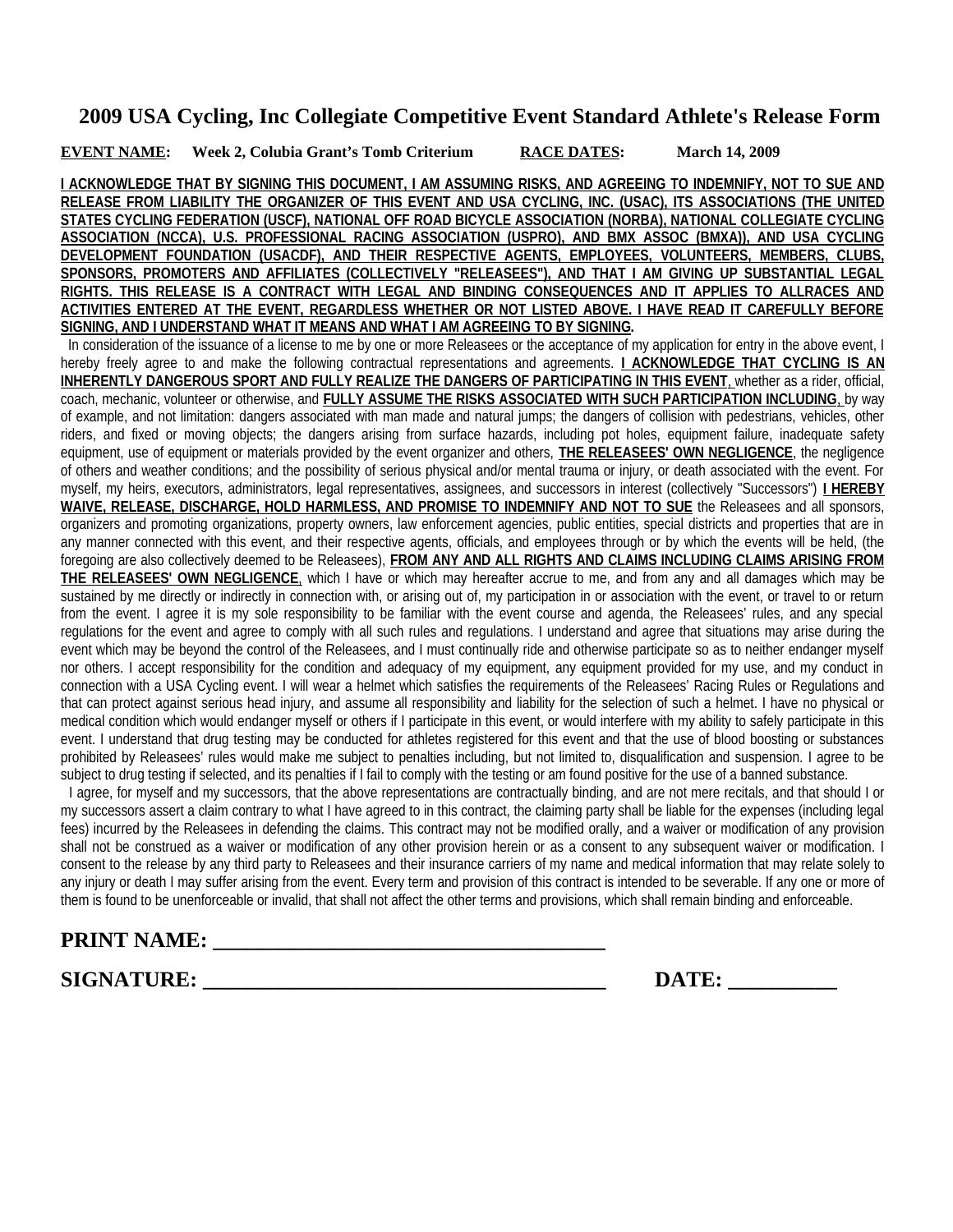# 2009 USA Cycling, Inc Collegiate Competitive Event Standard Athlete's Release Form

**EVENT NAME: Week 2, Colubia Grant's Tomb Criterium** **RACE DATES: March 14, 2009**

**I ACKNOWLEDGE THAT BY SIGNING THIS DOCUMENT, I AM ASSUMING RISKS, AND AGREEING TO INDEMNIFY, NOT TO SUE AND RELEASE FROM LIABILITY THE ORGANIZER OF THIS EVENT AND USA CYCLING, INC. (USAC), ITS ASSOCIATIONS (THE UNITED STATES CYCLING FEDERATION (USCF), NATIONAL OFF ROAD BICYCLE ASSOCIATION (NORBA), NATIONAL COLLEGIATE CYCLING ASSOCIATION (NCCA), U.S. PROFESSIONAL RACING ASSOCIATION (USPRO), AND BMX ASSOC (BMXA)), AND USA CYCLING DEVELOPMENT FOUNDATION (USACDF), AND THEIR RESPECTIVE AGENTS, EMPLOYEES, VOLUNTEERS, MEMBERS, CLUBS, SPONSORS, PROMOTERS AND AFFILIATES (COLLECTIVELY "RELEASEES"), AND THAT I AM GIVING UP SUBSTANTIAL LEGAL RIGHTS. THIS RELEASE IS A CONTRACT WITH LEGAL AND BINDING CONSEQUENCES AND IT APPLIES TO ALLRACES AND ACTIVITIES ENTERED AT THE EVENT, REGARDLESS WHETHER OR NOT LISTED ABOVE. I HAVE READ IT CAREFULLY BEFORE SIGNING, AND I UNDERSTAND WHAT IT MEANS AND WHAT I AM AGREEING TO BY SIGNING.**

In consideration of the issuance of a license to me by one or more Releasees or the acceptance of my application for entry in the above event, I hereby freely agree to and make the following contractual representations and agreements. **I ACKNOWLEDGE THAT CYCLING IS AN INHERENTLY DANGEROUS SPORT AND FULLY REALIZE THE DANGERS OF PARTICIPATING IN THIS EVENT**, whether as a rider, official, coach, mechanic, volunteer or otherwise, and **FULLY ASSUME THE RISKS ASSOCIATED WITH SUCH PARTICIPATION INCLUDING**, by way of example, and not limitation: dangers associated with man made and natural jumps; the dangers of collision with pedestrians, vehicles, other riders, and fixed or moving objects; the dangers arising from surface hazards, including pot holes, equipment failure, inadequate safety equipment, use of equipment or materials provided by the event organizer and others, **THE RELEASEES' OWN NEGLIGENCE**, the negligence of others and weather conditions; and the possibility of serious physical and/or mental trauma or injury, or death associated with the event. For myself, my heirs, executors, administrators, legal representatives, assignees, and successors in interest (collectively "Successors") **I HEREBY WAIVE, RELEASE, DISCHARGE, HOLD HARMLESS, AND PROMISE TO INDEMNIFY AND NOT TO SUE** the Releasees and all sponsors, organizers and promoting organizations, property owners, law enforcement agencies, public entities, special districts and properties that are in any manner connected with this event, and their respective agents, officials, and employees through or by which the events will be held, (the foregoing are also collectively deemed to be Releasees), **FROM ANY AND ALL RIGHTS AND CLAIMS INCLUDING CLAIMS ARISING FROM THE RELEASEES' OWN NEGLIGENCE**, which I have or which may hereafter accrue to me, and from any and all damages which may be sustained by me directly or indirectly in connection with, or arising out of, my participation in or association with the event, or travel to or return from the event. I agree it is my sole responsibility to be familiar with the event course and agenda, the Releasees' rules, and any special regulations for the event and agree to comply with all such rules and regulations. I understand and agree that situations may arise during the event which may be beyond the control of the Releasees, and I must continually ride and otherwise participate so as to neither endanger myself nor others. I accept responsibility for the condition and adequacy of my equipment, any equipment provided for my use, and my conduct in connection with a USA Cycling event. I will wear a helmet which satisfies the requirements of the Releasees' Racing Rules or Regulations and that can protect against serious head injury, and assume all responsibility and liability for the selection of such a helmet. I have no physical or medical condition which would endanger myself or others if I participate in this event, or would interfere with my ability to safely participate in this event. I understand that drug testing may be conducted for athletes registered for this event and that the use of blood boosting or substances prohibited by Releasees' rules would make me subject to penalties including, but not limited to, disqualification and suspension. I agree to be subject to drug testing if selected, and its penalties if I fail to comply with the testing or am found positive for the use of a banned substance.

I agree, for myself and my successors, that the above representations are contractually binding, and are not mere recitals, and that should I or my successors assert a claim contrary to what I have agreed to in this contract, the claiming party shall be liable for the expenses (including legal fees) incurred by the Releasees in defending the claims. This contract may not be modified orally, and a waiver or modification of any provision shall not be construed as a waiver or modification of any other provision herein or as a consent to any subsequent waiver or modification. I consent to the release by any third party to Releasees and their insurance carriers of my name and medical information that may relate solely to any injury or death I may suffer arising from the event. Every term and provision of this contract is intended to be severable. If any one or more of them is found to be unenforceable or invalid, that shall not affect the other terms and provisions, which shall remain binding and enforceable.

**PRINT NAME: \_\_\_\_\_\_\_\_\_\_\_\_\_\_\_\_\_\_\_\_\_\_\_\_\_\_\_\_\_\_\_\_\_\_\_\_**

**SIGNATURE: \_\_\_\_\_\_\_\_\_\_\_\_\_\_\_\_\_\_\_\_\_\_\_\_\_\_\_\_\_\_\_\_\_\_\_\_\_\_ DATE: \_\_\_\_\_\_\_\_\_\_**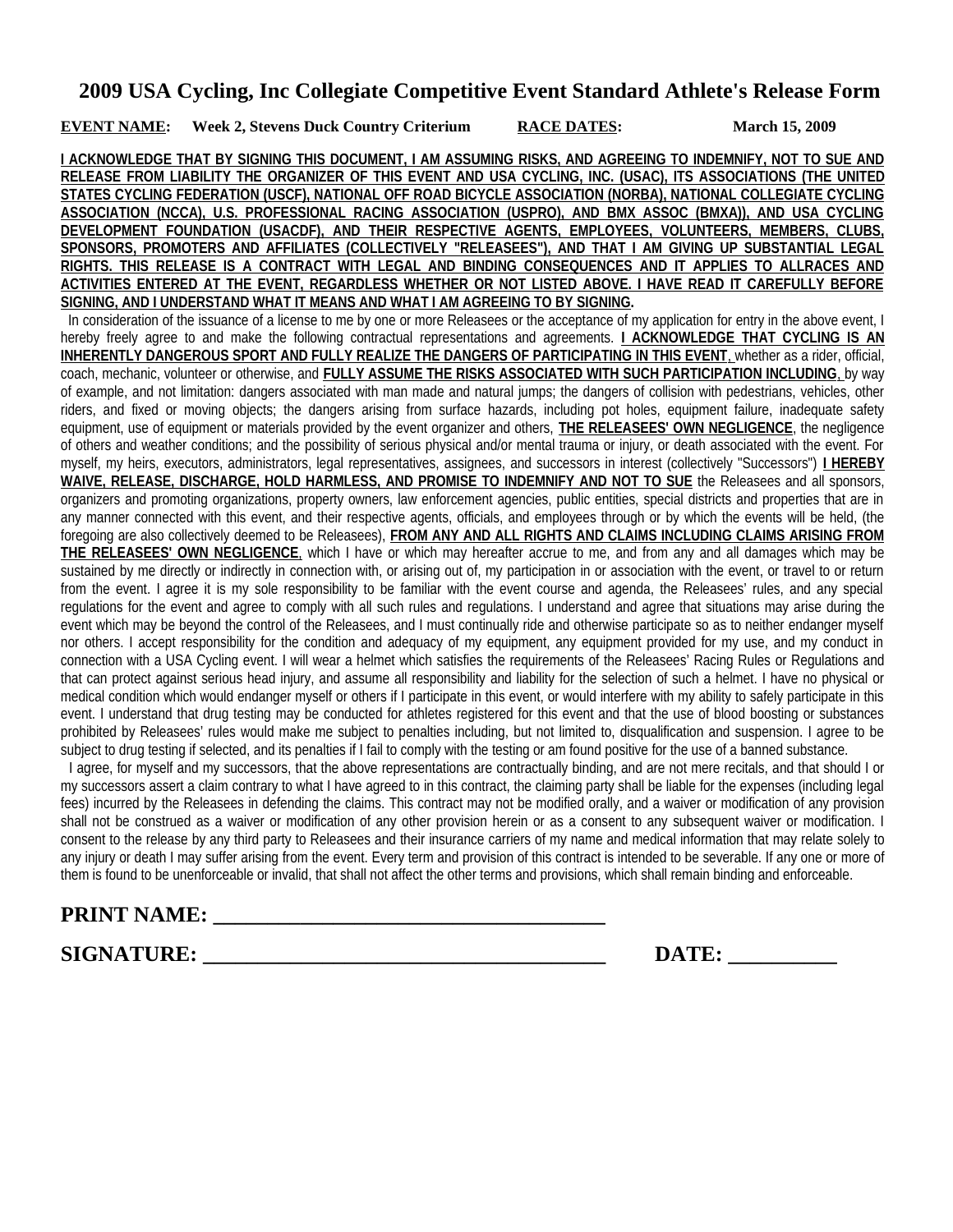# 2009 USA Cycling, Inc Collegiate Competitive Event Standard Athlete's Release Form

**EVENT NAME:** **Week 2, Stevens Duck Country Criterium** **RACE DATES:** **March 15, 2009**

**I ACKNOWLEDGE THAT BY SIGNING THIS DOCUMENT, I AM ASSUMING RISKS, AND AGREEING TO INDEMNIFY, NOT TO SUE AND RELEASE FROM LIABILITY THE ORGANIZER OF THIS EVENT AND USA CYCLING, INC. (USAC), ITS ASSOCIATIONS (THE UNITED STATES CYCLING FEDERATION (USCF), NATIONAL OFF ROAD BICYCLE ASSOCIATION (NORBA), NATIONAL COLLEGIATE CYCLING ASSOCIATION (NCCA), U.S. PROFESSIONAL RACING ASSOCIATION (USPRO), AND BMX ASSOC (BMXA)), AND USA CYCLING DEVELOPMENT FOUNDATION (USACDF), AND THEIR RESPECTIVE AGENTS, EMPLOYEES, VOLUNTEERS, MEMBERS, CLUBS, SPONSORS, PROMOTERS AND AFFILIATES (COLLECTIVELY "RELEASEES"), AND THAT I AM GIVING UP SUBSTANTIAL LEGAL RIGHTS. THIS RELEASE IS A CONTRACT WITH LEGAL AND BINDING CONSEQUENCES AND IT APPLIES TO ALLRACES AND ACTIVITIES ENTERED AT THE EVENT, REGARDLESS WHETHER OR NOT LISTED ABOVE. I HAVE READ IT CAREFULLY BEFORE SIGNING, AND I UNDERSTAND WHAT IT MEANS AND WHAT I AM AGREEING TO BY SIGNING.**

In consideration of the issuance of a license to me by one or more Releasees or the acceptance of my application for entry in the above event, I hereby freely agree to and make the following contractual representations and agreements. **I ACKNOWLEDGE THAT CYCLING IS AN INHERENTLY DANGEROUS SPORT AND FULLY REALIZE THE DANGERS OF PARTICIPATING IN THIS EVENT**, whether as a rider, official, coach, mechanic, volunteer or otherwise, and **FULLY ASSUME THE RISKS ASSOCIATED WITH SUCH PARTICIPATION INCLUDING**, by way of example, and not limitation: dangers associated with man made and natural jumps; the dangers of collision with pedestrians, vehicles, other riders, and fixed or moving objects; the dangers arising from surface hazards, including pot holes, equipment failure, inadequate safety equipment, use of equipment or materials provided by the event organizer and others, **THE RELEASEES' OWN NEGLIGENCE**, the negligence of others and weather conditions; and the possibility of serious physical and/or mental trauma or injury, or death associated with the event. For myself, my heirs, executors, administrators, legal representatives, assignees, and successors in interest (collectively "Successors") **I HEREBY WAIVE, RELEASE, DISCHARGE, HOLD HARMLESS, AND PROMISE TO INDEMNIFY AND NOT TO SUE** the Releasees and all sponsors, organizers and promoting organizations, property owners, law enforcement agencies, public entities, special districts and properties that are in any manner connected with this event, and their respective agents, officials, and employees through or by which the events will be held, (the foregoing are also collectively deemed to be Releasees), **FROM ANY AND ALL RIGHTS AND CLAIMS INCLUDING CLAIMS ARISING FROM THE RELEASEES' OWN NEGLIGENCE**, which I have or which may hereafter accrue to me, and from any and all damages which may be sustained by me directly or indirectly in connection with, or arising out of, my participation in or association with the event, or travel to or return from the event. I agree it is my sole responsibility to be familiar with the event course and agenda, the Releasees' rules, and any special regulations for the event and agree to comply with all such rules and regulations. I understand and agree that situations may arise during the event which may be beyond the control of the Releasees, and I must continually ride and otherwise participate so as to neither endanger myself nor others. I accept responsibility for the condition and adequacy of my equipment, any equipment provided for my use, and my conduct in connection with a USA Cycling event. I will wear a helmet which satisfies the requirements of the Releasees' Racing Rules or Regulations and that can protect against serious head injury, and assume all responsibility and liability for the selection of such a helmet. I have no physical or medical condition which would endanger myself or others if I participate in this event, or would interfere with my ability to safely participate in this event. I understand that drug testing may be conducted for athletes registered for this event and that the use of blood boosting or substances prohibited by Releasees' rules would make me subject to penalties including, but not limited to, disqualification and suspension. I agree to be subject to drug testing if selected, and its penalties if I fail to comply with the testing or am found positive for the use of a banned substance.

I agree, for myself and my successors, that the above representations are contractually binding, and are not mere recitals, and that should I or my successors assert a claim contrary to what I have agreed to in this contract, the claiming party shall be liable for the expenses (including legal fees) incurred by the Releasees in defending the claims. This contract may not be modified orally, and a waiver or modification of any provision shall not be construed as a waiver or modification of any other provision herein or as a consent to any subsequent waiver or modification. I consent to the release by any third party to Releasees and their insurance carriers of my name and medical information that may relate solely to any injury or death I may suffer arising from the event. Every term and provision of this contract is intended to be severable. If any one or more of them is found to be unenforceable or invalid, that shall not affect the other terms and provisions, which shall remain binding and enforceable.

**PRINT NAME: ___________________________________**

**SIGNATURE: ____________________________________** **DATE: __________**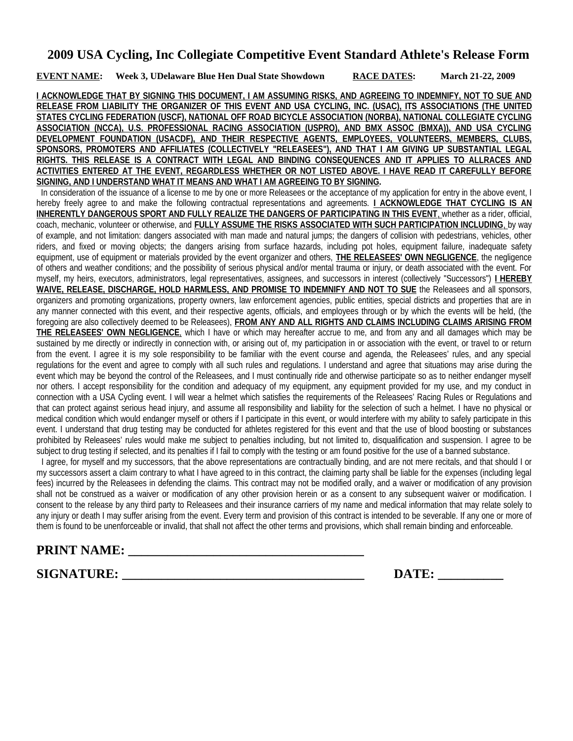# 2009 USA Cycling, Inc Collegiate Competitive Event Standard Athlete's Release Form

**EVENT NAME:** **Week 3, UDelaware Blue Hen Dual State Showdown** **RACE DATES:** **March 21-22, 2009**

**I ACKNOWLEDGE THAT BY SIGNING THIS DOCUMENT, I AM ASSUMING RISKS, AND AGREEING TO INDEMNIFY, NOT TO SUE AND RELEASE FROM LIABILITY THE ORGANIZER OF THIS EVENT AND USA CYCLING, INC. (USAC), ITS ASSOCIATIONS (THE UNITED STATES CYCLING FEDERATION (USCF), NATIONAL OFF ROAD BICYCLE ASSOCIATION (NORBA), NATIONAL COLLEGIATE CYCLING ASSOCIATION (NCCA), U.S. PROFESSIONAL RACING ASSOCIATION (USPRO), AND BMX ASSOC (BMXA)), AND USA CYCLING DEVELOPMENT FOUNDATION (USACDF), AND THEIR RESPECTIVE AGENTS, EMPLOYEES, VOLUNTEERS, MEMBERS, CLUBS, SPONSORS, PROMOTERS AND AFFILIATES (COLLECTIVELY "RELEASEES"), AND THAT I AM GIVING UP SUBSTANTIAL LEGAL RIGHTS. THIS RELEASE IS A CONTRACT WITH LEGAL AND BINDING CONSEQUENCES AND IT APPLIES TO ALLRACES AND ACTIVITIES ENTERED AT THE EVENT, REGARDLESS WHETHER OR NOT LISTED ABOVE. I HAVE READ IT CAREFULLY BEFORE SIGNING, AND I UNDERSTAND WHAT IT MEANS AND WHAT I AM AGREEING TO BY SIGNING.**

In consideration of the issuance of a license to me by one or more Releasees or the acceptance of my application for entry in the above event, I hereby freely agree to and make the following contractual representations and agreements. **I ACKNOWLEDGE THAT CYCLING IS AN INHERENTLY DANGEROUS SPORT AND FULLY REALIZE THE DANGERS OF PARTICIPATING IN THIS EVENT**, whether as a rider, official, coach, mechanic, volunteer or otherwise, and **FULLY ASSUME THE RISKS ASSOCIATED WITH SUCH PARTICIPATION INCLUDING**, by way of example, and not limitation: dangers associated with man made and natural jumps; the dangers of collision with pedestrians, vehicles, other riders, and fixed or moving objects; the dangers arising from surface hazards, including pot holes, equipment failure, inadequate safety equipment, use of equipment or materials provided by the event organizer and others, **THE RELEASEES' OWN NEGLIGENCE**, the negligence of others and weather conditions; and the possibility of serious physical and/or mental trauma or injury, or death associated with the event. For myself, my heirs, executors, administrators, legal representatives, assignees, and successors in interest (collectively "Successors") **I HEREBY WAIVE, RELEASE, DISCHARGE, HOLD HARMLESS, AND PROMISE TO INDEMNIFY AND NOT TO SUE** the Releasees and all sponsors, organizers and promoting organizations, property owners, law enforcement agencies, public entities, special districts and properties that are in any manner connected with this event, and their respective agents, officials, and employees through or by which the events will be held, (the foregoing are also collectively deemed to be Releasees), **FROM ANY AND ALL RIGHTS AND CLAIMS INCLUDING CLAIMS ARISING FROM THE RELEASEES' OWN NEGLIGENCE**, which I have or which may hereafter accrue to me, and from any and all damages which may be sustained by me directly or indirectly in connection with, or arising out of, my participation in or association with the event, or travel to or return from the event. I agree it is my sole responsibility to be familiar with the event course and agenda, the Releasees' rules, and any special regulations for the event and agree to comply with all such rules and regulations. I understand and agree that situations may arise during the event which may be beyond the control of the Releasees, and I must continually ride and otherwise participate so as to neither endanger myself nor others. I accept responsibility for the condition and adequacy of my equipment, any equipment provided for my use, and my conduct in connection with a USA Cycling event. I will wear a helmet which satisfies the requirements of the Releasees' Racing Rules or Regulations and that can protect against serious head injury, and assume all responsibility and liability for the selection of such a helmet. I have no physical or medical condition which would endanger myself or others if I participate in this event, or would interfere with my ability to safely participate in this event. I understand that drug testing may be conducted for athletes registered for this event and that the use of blood boosting or substances prohibited by Releasees' rules would make me subject to penalties including, but not limited to, disqualification and suspension. I agree to be subject to drug testing if selected, and its penalties if I fail to comply with the testing or am found positive for the use of a banned substance.

I agree, for myself and my successors, that the above representations are contractually binding, and are not mere recitals, and that should I or my successors assert a claim contrary to what I have agreed to in this contract, the claiming party shall be liable for the expenses (including legal fees) incurred by the Releasees in defending the claims. This contract may not be modified orally, and a waiver or modification of any provision shall not be construed as a waiver or modification of any other provision herein or as a consent to any subsequent waiver or modification. I consent to the release by any third party to Releasees and their insurance carriers of my name and medical information that may relate solely to any injury or death I may suffer arising from the event. Every term and provision of this contract is intended to be severable. If any one or more of them is found to be unenforceable or invalid, that shall not affect the other terms and provisions, which shall remain binding and enforceable.

**PRINT NAME: \_\_\_\_\_\_\_\_\_\_\_\_\_\_\_\_\_\_\_\_\_\_\_\_\_\_\_\_\_\_\_\_\_\_\_\_**

**SIGNATURE: \_\_\_\_\_\_\_\_\_\_\_\_\_\_\_\_\_\_\_\_\_\_\_\_\_\_\_\_\_\_\_\_\_\_\_\_\_** **DATE: \_\_\_\_\_\_\_\_\_\_**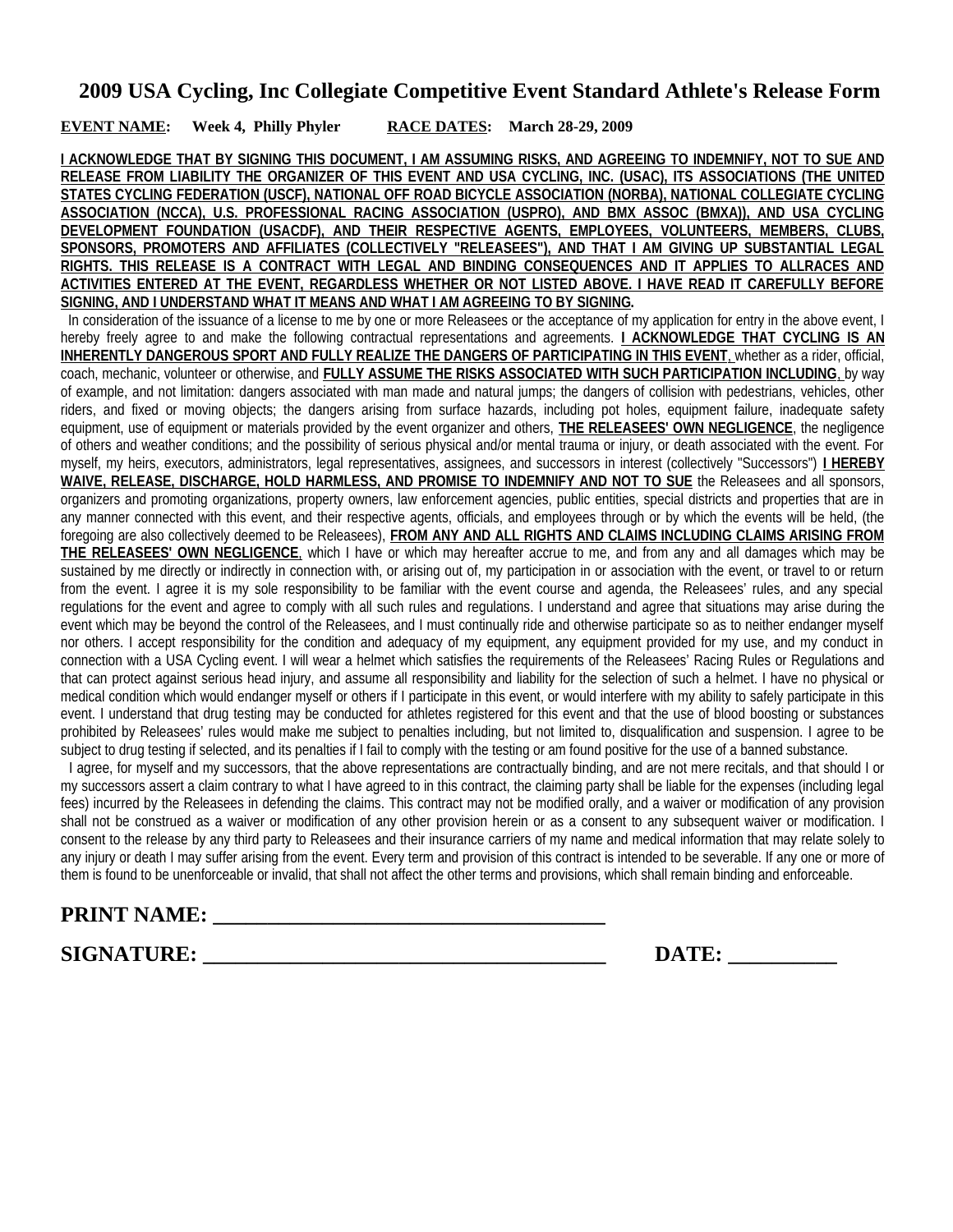# 2009 USA Cycling, Inc Collegiate Competitive Event Standard Athlete's Release Form

**EVENT NAME: Week 4, Philly Phyler RACE DATES: March 28-29, 2009**

**I ACKNOWLEDGE THAT BY SIGNING THIS DOCUMENT, I AM ASSUMING RISKS, AND AGREEING TO INDEMNIFY, NOT TO SUE AND RELEASE FROM LIABILITY THE ORGANIZER OF THIS EVENT AND USA CYCLING, INC. (USAC), ITS ASSOCIATIONS (THE UNITED STATES CYCLING FEDERATION (USCF), NATIONAL OFF ROAD BICYCLE ASSOCIATION (NORBA), NATIONAL COLLEGIATE CYCLING ASSOCIATION (NCCA), U.S. PROFESSIONAL RACING ASSOCIATION (USPRO), AND BMX ASSOC (BMXA)), AND USA CYCLING DEVELOPMENT FOUNDATION (USACDF), AND THEIR RESPECTIVE AGENTS, EMPLOYEES, VOLUNTEERS, MEMBERS, CLUBS, SPONSORS, PROMOTERS AND AFFILIATES (COLLECTIVELY "RELEASEES"), AND THAT I AM GIVING UP SUBSTANTIAL LEGAL RIGHTS. THIS RELEASE IS A CONTRACT WITH LEGAL AND BINDING CONSEQUENCES AND IT APPLIES TO ALLRACES AND ACTIVITIES ENTERED AT THE EVENT, REGARDLESS WHETHER OR NOT LISTED ABOVE. I HAVE READ IT CAREFULLY BEFORE SIGNING, AND I UNDERSTAND WHAT IT MEANS AND WHAT I AM AGREEING TO BY SIGNING.**

In consideration of the issuance of a license to me by one or more Releasees or the acceptance of my application for entry in the above event, I hereby freely agree to and make the following contractual representations and agreements. **I ACKNOWLEDGE THAT CYCLING IS AN INHERENTLY DANGEROUS SPORT AND FULLY REALIZE THE DANGERS OF PARTICIPATING IN THIS EVENT**, whether as a rider, official, coach, mechanic, volunteer or otherwise, and **FULLY ASSUME THE RISKS ASSOCIATED WITH SUCH PARTICIPATION INCLUDING**, by way of example, and not limitation: dangers associated with man made and natural jumps; the dangers of collision with pedestrians, vehicles, other riders, and fixed or moving objects; the dangers arising from surface hazards, including pot holes, equipment failure, inadequate safety equipment, use of equipment or materials provided by the event organizer and others, **THE RELEASEES' OWN NEGLIGENCE**, the negligence of others and weather conditions; and the possibility of serious physical and/or mental trauma or injury, or death associated with the event. For myself, my heirs, executors, administrators, legal representatives, assignees, and successors in interest (collectively "Successors") **I HEREBY WAIVE, RELEASE, DISCHARGE, HOLD HARMLESS, AND PROMISE TO INDEMNIFY AND NOT TO SUE** the Releasees and all sponsors, organizers and promoting organizations, property owners, law enforcement agencies, public entities, special districts and properties that are in any manner connected with this event, and their respective agents, officials, and employees through or by which the events will be held, (the foregoing are also collectively deemed to be Releasees), **FROM ANY AND ALL RIGHTS AND CLAIMS INCLUDING CLAIMS ARISING FROM THE RELEASEES' OWN NEGLIGENCE**, which I have or which may hereafter accrue to me, and from any and all damages which may be sustained by me directly or indirectly in connection with, or arising out of, my participation in or association with the event, or travel to or return from the event. I agree it is my sole responsibility to be familiar with the event course and agenda, the Releasees' rules, and any special regulations for the event and agree to comply with all such rules and regulations. I understand and agree that situations may arise during the event which may be beyond the control of the Releasees, and I must continually ride and otherwise participate so as to neither endanger myself nor others. I accept responsibility for the condition and adequacy of my equipment, any equipment provided for my use, and my conduct in connection with a USA Cycling event. I will wear a helmet which satisfies the requirements of the Releasees' Racing Rules or Regulations and that can protect against serious head injury, and assume all responsibility and liability for the selection of such a helmet. I have no physical or medical condition which would endanger myself or others if I participate in this event, or would interfere with my ability to safely participate in this event. I understand that drug testing may be conducted for athletes registered for this event and that the use of blood boosting or substances prohibited by Releasees' rules would make me subject to penalties including, but not limited to, disqualification and suspension. I agree to be subject to drug testing if selected, and its penalties if I fail to comply with the testing or am found positive for the use of a banned substance.

I agree, for myself and my successors, that the above representations are contractually binding, and are not mere recitals, and that should I or my successors assert a claim contrary to what I have agreed to in this contract, the claiming party shall be liable for the expenses (including legal fees) incurred by the Releasees in defending the claims. This contract may not be modified orally, and a waiver or modification of any provision shall not be construed as a waiver or modification of any other provision herein or as a consent to any subsequent waiver or modification. I consent to the release by any third party to Releasees and their insurance carriers of my name and medical information that may relate solely to any injury or death I may suffer arising from the event. Every term and provision of this contract is intended to be severable. If any one or more of them is found to be unenforceable or invalid, that shall not affect the other terms and provisions, which shall remain binding and enforceable.

**PRINT NAME: ____________________________________**

**SIGNATURE: ____________________________________ DATE: __________**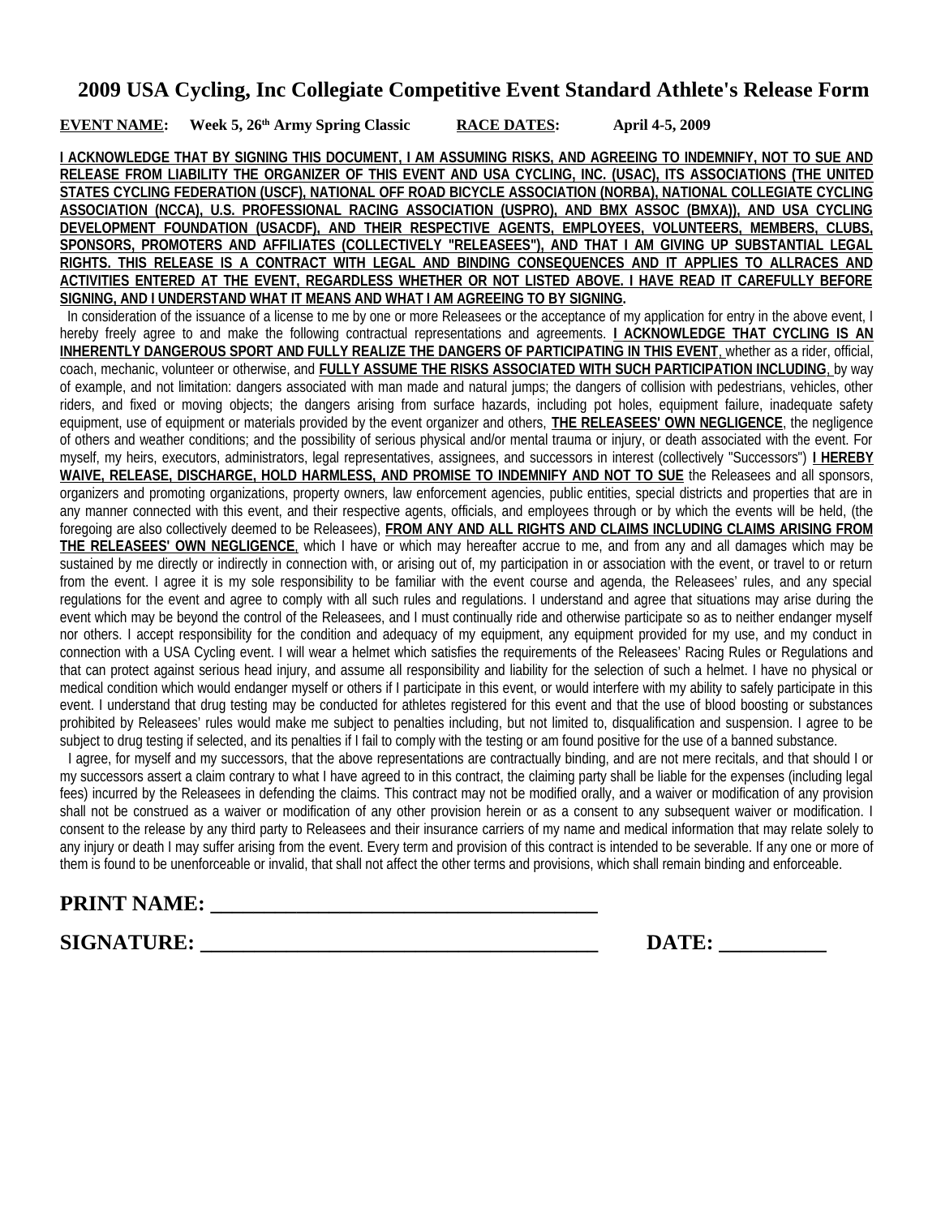# 2009 USA Cycling, Inc Collegiate Competitive Event Standard Athlete's Release Form

**EVENT NAME: Week 5, 26th Army Spring Classic RACE DATES: April 4-5, 2009**

**I ACKNOWLEDGE THAT BY SIGNING THIS DOCUMENT, I AM ASSUMING RISKS, AND AGREEING TO INDEMNIFY, NOT TO SUE AND RELEASE FROM LIABILITY THE ORGANIZER OF THIS EVENT AND USA CYCLING, INC. (USAC), ITS ASSOCIATIONS (THE UNITED STATES CYCLING FEDERATION (USCF), NATIONAL OFF ROAD BICYCLE ASSOCIATION (NORBA), NATIONAL COLLEGIATE CYCLING ASSOCIATION (NCCA), U.S. PROFESSIONAL RACING ASSOCIATION (USPRO), AND BMX ASSOC (BMXA)), AND USA CYCLING DEVELOPMENT FOUNDATION (USACDF), AND THEIR RESPECTIVE AGENTS, EMPLOYEES, VOLUNTEERS, MEMBERS, CLUBS, SPONSORS, PROMOTERS AND AFFILIATES (COLLECTIVELY "RELEASEES"), AND THAT I AM GIVING UP SUBSTANTIAL LEGAL RIGHTS. THIS RELEASE IS A CONTRACT WITH LEGAL AND BINDING CONSEQUENCES AND IT APPLIES TO ALLRACES AND ACTIVITIES ENTERED AT THE EVENT, REGARDLESS WHETHER OR NOT LISTED ABOVE. I HAVE READ IT CAREFULLY BEFORE SIGNING, AND I UNDERSTAND WHAT IT MEANS AND WHAT I AM AGREEING TO BY SIGNING.**

In consideration of the issuance of a license to me by one or more Releasees or the acceptance of my application for entry in the above event, I hereby freely agree to and make the following contractual representations and agreements. **I ACKNOWLEDGE THAT CYCLING IS AN INHERENTLY DANGEROUS SPORT AND FULLY REALIZE THE DANGERS OF PARTICIPATING IN THIS EVENT**, whether as a rider, official, coach, mechanic, volunteer or otherwise, and **FULLY ASSUME THE RISKS ASSOCIATED WITH SUCH PARTICIPATION INCLUDING**, by way of example, and not limitation: dangers associated with man made and natural jumps; the dangers of collision with pedestrians, vehicles, other riders, and fixed or moving objects; the dangers arising from surface hazards, including pot holes, equipment failure, inadequate safety equipment, use of equipment or materials provided by the event organizer and others, **THE RELEASEES' OWN NEGLIGENCE**, the negligence of others and weather conditions; and the possibility of serious physical and/or mental trauma or injury, or death associated with the event. For myself, my heirs, executors, administrators, legal representatives, assignees, and successors in interest (collectively "Successors") **I HEREBY WAIVE, RELEASE, DISCHARGE, HOLD HARMLESS, AND PROMISE TO INDEMNIFY AND NOT TO SUE** the Releasees and all sponsors, organizers and promoting organizations, property owners, law enforcement agencies, public entities, special districts and properties that are in any manner connected with this event, and their respective agents, officials, and employees through or by which the events will be held, (the foregoing are also collectively deemed to be Releasees), **FROM ANY AND ALL RIGHTS AND CLAIMS INCLUDING CLAIMS ARISING FROM THE RELEASEES' OWN NEGLIGENCE**, which I have or which may hereafter accrue to me, and from any and all damages which may be sustained by me directly or indirectly in connection with, or arising out of, my participation in or association with the event, or travel to or return from the event. I agree it is my sole responsibility to be familiar with the event course and agenda, the Releasees' rules, and any special regulations for the event and agree to comply with all such rules and regulations. I understand and agree that situations may arise during the event which may be beyond the control of the Releasees, and I must continually ride and otherwise participate so as to neither endanger myself nor others. I accept responsibility for the condition and adequacy of my equipment, any equipment provided for my use, and my conduct in connection with a USA Cycling event. I will wear a helmet which satisfies the requirements of the Releasees' Racing Rules or Regulations and that can protect against serious head injury, and assume all responsibility and liability for the selection of such a helmet. I have no physical or medical condition which would endanger myself or others if I participate in this event, or would interfere with my ability to safely participate in this event. I understand that drug testing may be conducted for athletes registered for this event and that the use of blood boosting or substances prohibited by Releasees' rules would make me subject to penalties including, but not limited to, disqualification and suspension. I agree to be subject to drug testing if selected, and its penalties if I fail to comply with the testing or am found positive for the use of a banned substance.

I agree, for myself and my successors, that the above representations are contractually binding, and are not mere recitals, and that should I or my successors assert a claim contrary to what I have agreed to in this contract, the claiming party shall be liable for the expenses (including legal fees) incurred by the Releasees in defending the claims. This contract may not be modified orally, and a waiver or modification of any provision shall not be construed as a waiver or modification of any other provision herein or as a consent to any subsequent waiver or modification. I consent to the release by any third party to Releasees and their insurance carriers of my name and medical information that may relate solely to any injury or death I may suffer arising from the event. Every term and provision of this contract is intended to be severable. If any one or more of them is found to be unenforceable or invalid, that shall not affect the other terms and provisions, which shall remain binding and enforceable.

**PRINT NAME: ____________________________________**

**SIGNATURE: _____________________________________ DATE: __________**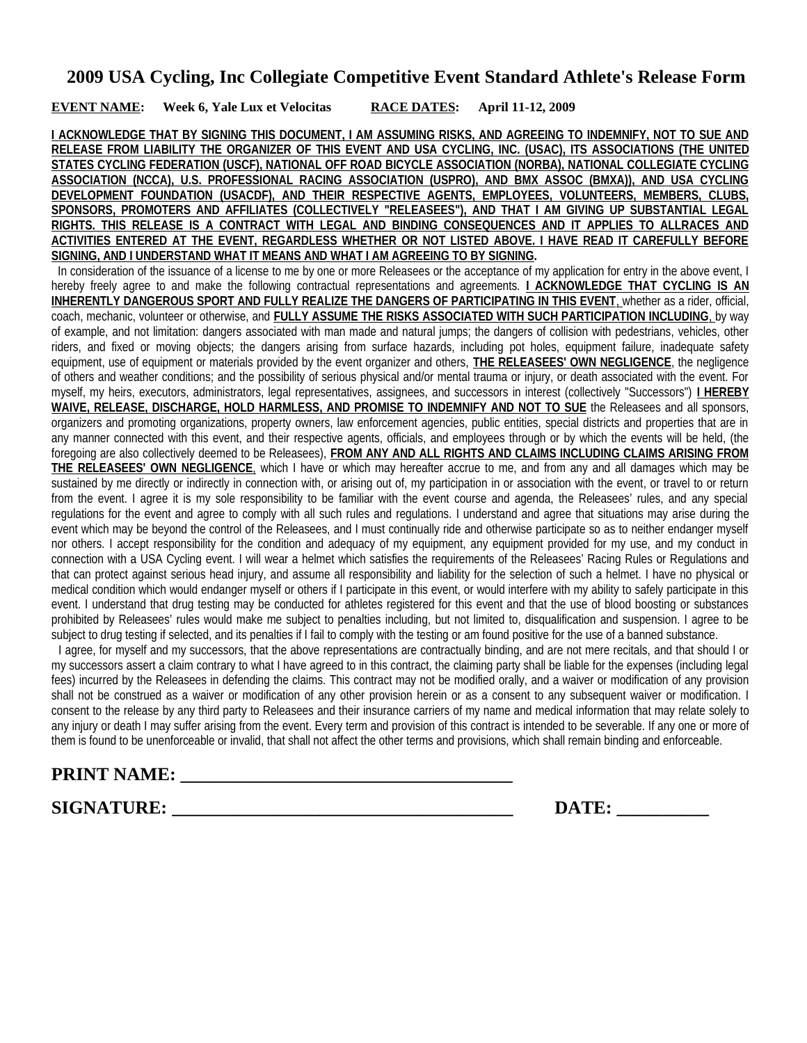# 2009 USA Cycling, Inc Collegiate Competitive Event Standard Athlete's Release Form

**EVENT NAME: Week 6, Yale Lux et Velocitas RACE DATES: April 11-12, 2009**

**I ACKNOWLEDGE THAT BY SIGNING THIS DOCUMENT, I AM ASSUMING RISKS, AND AGREEING TO INDEMNIFY, NOT TO SUE AND RELEASE FROM LIABILITY THE ORGANIZER OF THIS EVENT AND USA CYCLING, INC. (USAC), ITS ASSOCIATIONS (THE UNITED STATES CYCLING FEDERATION (USCF), NATIONAL OFF ROAD BICYCLE ASSOCIATION (NORBA), NATIONAL COLLEGIATE CYCLING ASSOCIATION (NCCA), U.S. PROFESSIONAL RACING ASSOCIATION (USPRO), AND BMX ASSOC (BMXA)), AND USA CYCLING DEVELOPMENT FOUNDATION (USACDF), AND THEIR RESPECTIVE AGENTS, EMPLOYEES, VOLUNTEERS, MEMBERS, CLUBS, SPONSORS, PROMOTERS AND AFFILIATES (COLLECTIVELY "RELEASEES"), AND THAT I AM GIVING UP SUBSTANTIAL LEGAL RIGHTS. THIS RELEASE IS A CONTRACT WITH LEGAL AND BINDING CONSEQUENCES AND IT APPLIES TO ALLRACES AND ACTIVITIES ENTERED AT THE EVENT, REGARDLESS WHETHER OR NOT LISTED ABOVE. I HAVE READ IT CAREFULLY BEFORE SIGNING, AND I UNDERSTAND WHAT IT MEANS AND WHAT I AM AGREEING TO BY SIGNING.**

In consideration of the issuance of a license to me by one or more Releasees or the acceptance of my application for entry in the above event, I hereby freely agree to and make the following contractual representations and agreements. **I ACKNOWLEDGE THAT CYCLING IS AN INHERENTLY DANGEROUS SPORT AND FULLY REALIZE THE DANGERS OF PARTICIPATING IN THIS EVENT**, whether as a rider, official, coach, mechanic, volunteer or otherwise, and **FULLY ASSUME THE RISKS ASSOCIATED WITH SUCH PARTICIPATION INCLUDING**, by way of example, and not limitation: dangers associated with man made and natural jumps; the dangers of collision with pedestrians, vehicles, other riders, and fixed or moving objects; the dangers arising from surface hazards, including pot holes, equipment failure, inadequate safety equipment, use of equipment or materials provided by the event organizer and others, **THE RELEASEES' OWN NEGLIGENCE**, the negligence of others and weather conditions; and the possibility of serious physical and/or mental trauma or injury, or death associated with the event. For myself, my heirs, executors, administrators, legal representatives, assignees, and successors in interest (collectively "Successors") **I HEREBY WAIVE, RELEASE, DISCHARGE, HOLD HARMLESS, AND PROMISE TO INDEMNIFY AND NOT TO SUE** the Releasees and all sponsors, organizers and promoting organizations, property owners, law enforcement agencies, public entities, special districts and properties that are in any manner connected with this event, and their respective agents, officials, and employees through or by which the events will be held, (the foregoing are also collectively deemed to be Releasees), **FROM ANY AND ALL RIGHTS AND CLAIMS INCLUDING CLAIMS ARISING FROM THE RELEASEES' OWN NEGLIGENCE**, which I have or which may hereafter accrue to me, and from any and all damages which may be sustained by me directly or indirectly in connection with, or arising out of, my participation in or association with the event, or travel to or return from the event. I agree it is my sole responsibility to be familiar with the event course and agenda, the Releasees' rules, and any special regulations for the event and agree to comply with all such rules and regulations. I understand and agree that situations may arise during the event which may be beyond the control of the Releasees, and I must continually ride and otherwise participate so as to neither endanger myself nor others. I accept responsibility for the condition and adequacy of my equipment, any equipment provided for my use, and my conduct in connection with a USA Cycling event. I will wear a helmet which satisfies the requirements of the Releasees' Racing Rules or Regulations and that can protect against serious head injury, and assume all responsibility and liability for the selection of such a helmet. I have no physical or medical condition which would endanger myself or others if I participate in this event, or would interfere with my ability to safely participate in this event. I understand that drug testing may be conducted for athletes registered for this event and that the use of blood boosting or substances prohibited by Releasees' rules would make me subject to penalties including, but not limited to, disqualification and suspension. I agree to be subject to drug testing if selected, and its penalties if I fail to comply with the testing or am found positive for the use of a banned substance.

I agree, for myself and my successors, that the above representations are contractually binding, and are not mere recitals, and that should I or my successors assert a claim contrary to what I have agreed to in this contract, the claiming party shall be liable for the expenses (including legal fees) incurred by the Releasees in defending the claims. This contract may not be modified orally, and a waiver or modification of any provision shall not be construed as a waiver or modification of any other provision herein or as a consent to any subsequent waiver or modification. I consent to the release by any third party to Releasees and their insurance carriers of my name and medical information that may relate solely to any injury or death I may suffer arising from the event. Every term and provision of this contract is intended to be severable. If any one or more of them is found to be unenforceable or invalid, that shall not affect the other terms and provisions, which shall remain binding and enforceable.

**PRINT NAME: ____________________________________**

**SIGNATURE: ____________________________________ DATE: __________**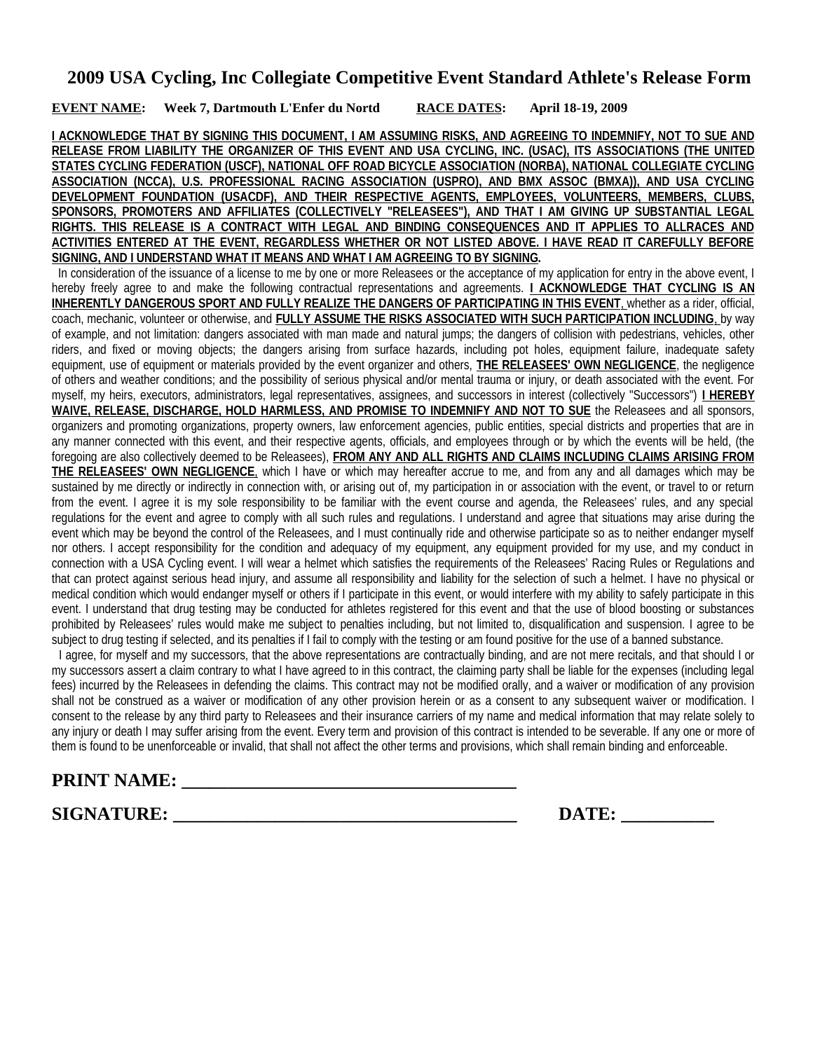# 2009 USA Cycling, Inc Collegiate Competitive Event Standard Athlete's Release Form

**EVENT NAME: Week 7, Dartmouth L'Enfer du Nortd RACE DATES: April 18-19, 2009**

**I ACKNOWLEDGE THAT BY SIGNING THIS DOCUMENT, I AM ASSUMING RISKS, AND AGREEING TO INDEMNIFY, NOT TO SUE AND RELEASE FROM LIABILITY THE ORGANIZER OF THIS EVENT AND USA CYCLING, INC. (USAC), ITS ASSOCIATIONS (THE UNITED STATES CYCLING FEDERATION (USCF), NATIONAL OFF ROAD BICYCLE ASSOCIATION (NORBA), NATIONAL COLLEGIATE CYCLING ASSOCIATION (NCCA), U.S. PROFESSIONAL RACING ASSOCIATION (USPRO), AND BMX ASSOC (BMXA)), AND USA CYCLING DEVELOPMENT FOUNDATION (USACDF), AND THEIR RESPECTIVE AGENTS, EMPLOYEES, VOLUNTEERS, MEMBERS, CLUBS, SPONSORS, PROMOTERS AND AFFILIATES (COLLECTIVELY "RELEASEES"), AND THAT I AM GIVING UP SUBSTANTIAL LEGAL RIGHTS. THIS RELEASE IS A CONTRACT WITH LEGAL AND BINDING CONSEQUENCES AND IT APPLIES TO ALLRACES AND ACTIVITIES ENTERED AT THE EVENT, REGARDLESS WHETHER OR NOT LISTED ABOVE. I HAVE READ IT CAREFULLY BEFORE SIGNING, AND I UNDERSTAND WHAT IT MEANS AND WHAT I AM AGREEING TO BY SIGNING.**

In consideration of the issuance of a license to me by one or more Releasees or the acceptance of my application for entry in the above event, I hereby freely agree to and make the following contractual representations and agreements. **I ACKNOWLEDGE THAT CYCLING IS AN INHERENTLY DANGEROUS SPORT AND FULLY REALIZE THE DANGERS OF PARTICIPATING IN THIS EVENT**, whether as a rider, official, coach, mechanic, volunteer or otherwise, and **FULLY ASSUME THE RISKS ASSOCIATED WITH SUCH PARTICIPATION INCLUDING**, by way of example, and not limitation: dangers associated with man made and natural jumps; the dangers of collision with pedestrians, vehicles, other riders, and fixed or moving objects; the dangers arising from surface hazards, including pot holes, equipment failure, inadequate safety equipment, use of equipment or materials provided by the event organizer and others, **THE RELEASEES' OWN NEGLIGENCE**, the negligence of others and weather conditions; and the possibility of serious physical and/or mental trauma or injury, or death associated with the event. For myself, my heirs, executors, administrators, legal representatives, assignees, and successors in interest (collectively "Successors") **I HEREBY WAIVE, RELEASE, DISCHARGE, HOLD HARMLESS, AND PROMISE TO INDEMNIFY AND NOT TO SUE** the Releasees and all sponsors, organizers and promoting organizations, property owners, law enforcement agencies, public entities, special districts and properties that are in any manner connected with this event, and their respective agents, officials, and employees through or by which the events will be held, (the foregoing are also collectively deemed to be Releasees), **FROM ANY AND ALL RIGHTS AND CLAIMS INCLUDING CLAIMS ARISING FROM THE RELEASEES' OWN NEGLIGENCE**, which I have or which may hereafter accrue to me, and from any and all damages which may be sustained by me directly or indirectly in connection with, or arising out of, my participation in or association with the event, or travel to or return from the event. I agree it is my sole responsibility to be familiar with the event course and agenda, the Releasees' rules, and any special regulations for the event and agree to comply with all such rules and regulations. I understand and agree that situations may arise during the event which may be beyond the control of the Releasees, and I must continually ride and otherwise participate so as to neither endanger myself nor others. I accept responsibility for the condition and adequacy of my equipment, any equipment provided for my use, and my conduct in connection with a USA Cycling event. I will wear a helmet which satisfies the requirements of the Releasees' Racing Rules or Regulations and that can protect against serious head injury, and assume all responsibility and liability for the selection of such a helmet. I have no physical or medical condition which would endanger myself or others if I participate in this event, or would interfere with my ability to safely participate in this event. I understand that drug testing may be conducted for athletes registered for this event and that the use of blood boosting or substances prohibited by Releasees' rules would make me subject to penalties including, but not limited to, disqualification and suspension. I agree to be subject to drug testing if selected, and its penalties if I fail to comply with the testing or am found positive for the use of a banned substance.

I agree, for myself and my successors, that the above representations are contractually binding, and are not mere recitals, and that should I or my successors assert a claim contrary to what I have agreed to in this contract, the claiming party shall be liable for the expenses (including legal fees) incurred by the Releasees in defending the claims. This contract may not be modified orally, and a waiver or modification of any provision shall not be construed as a waiver or modification of any other provision herein or as a consent to any subsequent waiver or modification. I consent to the release by any third party to Releasees and their insurance carriers of my name and medical information that may relate solely to any injury or death I may suffer arising from the event. Every term and provision of this contract is intended to be severable. If any one or more of them is found to be unenforceable or invalid, that shall not affect the other terms and provisions, which shall remain binding and enforceable.

**PRINT NAME: ____________________________________**

**SIGNATURE: _____________________________________ DATE: __________**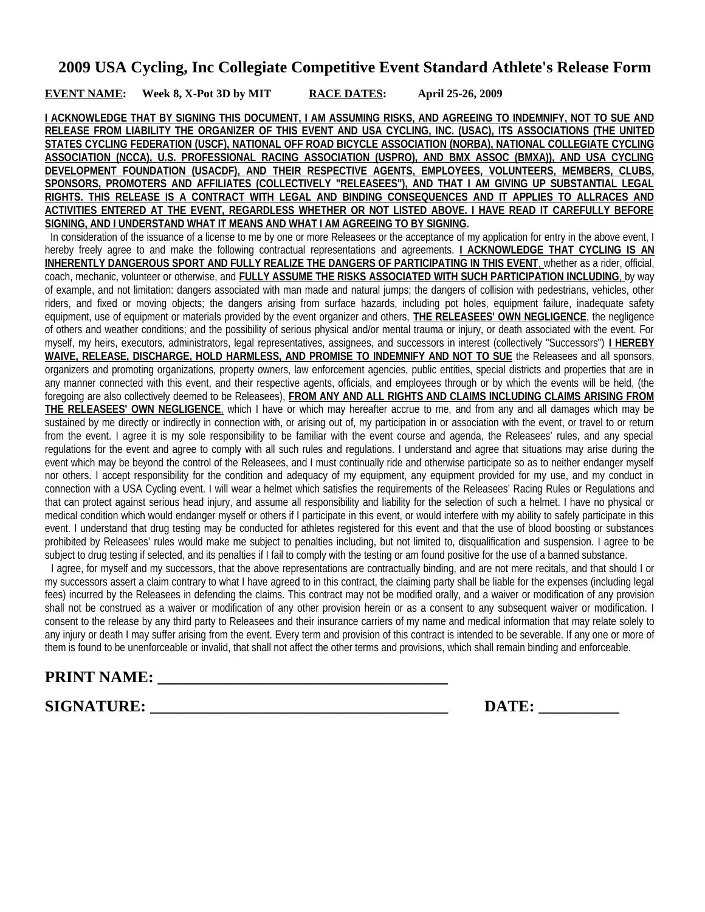# 2009 USA Cycling, Inc Collegiate Competitive Event Standard Athlete's Release Form

**EVENT NAME:** **Week 8, X-Pot 3D by MIT** **RACE DATES:** **April 25-26, 2009**

**I ACKNOWLEDGE THAT BY SIGNING THIS DOCUMENT, I AM ASSUMING RISKS, AND AGREEING TO INDEMNIFY, NOT TO SUE AND RELEASE FROM LIABILITY THE ORGANIZER OF THIS EVENT AND USA CYCLING, INC. (USAC), ITS ASSOCIATIONS (THE UNITED STATES CYCLING FEDERATION (USCF), NATIONAL OFF ROAD BICYCLE ASSOCIATION (NORBA), NATIONAL COLLEGIATE CYCLING ASSOCIATION (NCCA), U.S. PROFESSIONAL RACING ASSOCIATION (USPRO), AND BMX ASSOC (BMXA)), AND USA CYCLING DEVELOPMENT FOUNDATION (USACDF), AND THEIR RESPECTIVE AGENTS, EMPLOYEES, VOLUNTEERS, MEMBERS, CLUBS, SPONSORS, PROMOTERS AND AFFILIATES (COLLECTIVELY "RELEASEES"), AND THAT I AM GIVING UP SUBSTANTIAL LEGAL RIGHTS. THIS RELEASE IS A CONTRACT WITH LEGAL AND BINDING CONSEQUENCES AND IT APPLIES TO ALLRACES AND ACTIVITIES ENTERED AT THE EVENT, REGARDLESS WHETHER OR NOT LISTED ABOVE. I HAVE READ IT CAREFULLY BEFORE SIGNING, AND I UNDERSTAND WHAT IT MEANS AND WHAT I AM AGREEING TO BY SIGNING.**

In consideration of the issuance of a license to me by one or more Releasees or the acceptance of my application for entry in the above event, I hereby freely agree to and make the following contractual representations and agreements. **I ACKNOWLEDGE THAT CYCLING IS AN INHERENTLY DANGEROUS SPORT AND FULLY REALIZE THE DANGERS OF PARTICIPATING IN THIS EVENT**, whether as a rider, official, coach, mechanic, volunteer or otherwise, and **FULLY ASSUME THE RISKS ASSOCIATED WITH SUCH PARTICIPATION INCLUDING**, by way of example, and not limitation: dangers associated with man made and natural jumps; the dangers of collision with pedestrians, vehicles, other riders, and fixed or moving objects; the dangers arising from surface hazards, including pot holes, equipment failure, inadequate safety equipment, use of equipment or materials provided by the event organizer and others, **THE RELEASEES' OWN NEGLIGENCE**, the negligence of others and weather conditions; and the possibility of serious physical and/or mental trauma or injury, or death associated with the event. For myself, my heirs, executors, administrators, legal representatives, assignees, and successors in interest (collectively "Successors") **I HEREBY WAIVE, RELEASE, DISCHARGE, HOLD HARMLESS, AND PROMISE TO INDEMNIFY AND NOT TO SUE** the Releasees and all sponsors, organizers and promoting organizations, property owners, law enforcement agencies, public entities, special districts and properties that are in any manner connected with this event, and their respective agents, officials, and employees through or by which the events will be held, (the foregoing are also collectively deemed to be Releasees), **FROM ANY AND ALL RIGHTS AND CLAIMS INCLUDING CLAIMS ARISING FROM THE RELEASEES' OWN NEGLIGENCE**, which I have or which may hereafter accrue to me, and from any and all damages which may be sustained by me directly or indirectly in connection with, or arising out of, my participation in or association with the event, or travel to or return from the event. I agree it is my sole responsibility to be familiar with the event course and agenda, the Releasees' rules, and any special regulations for the event and agree to comply with all such rules and regulations. I understand and agree that situations may arise during the event which may be beyond the control of the Releasees, and I must continually ride and otherwise participate so as to neither endanger myself nor others. I accept responsibility for the condition and adequacy of my equipment, any equipment provided for my use, and my conduct in connection with a USA Cycling event. I will wear a helmet which satisfies the requirements of the Releasees' Racing Rules or Regulations and that can protect against serious head injury, and assume all responsibility and liability for the selection of such a helmet. I have no physical or medical condition which would endanger myself or others if I participate in this event, or would interfere with my ability to safely participate in this event. I understand that drug testing may be conducted for athletes registered for this event and that the use of blood boosting or substances prohibited by Releasees' rules would make me subject to penalties including, but not limited to, disqualification and suspension. I agree to be subject to drug testing if selected, and its penalties if I fail to comply with the testing or am found positive for the use of a banned substance.

I agree, for myself and my successors, that the above representations are contractually binding, and are not mere recitals, and that should I or my successors assert a claim contrary to what I have agreed to in this contract, the claiming party shall be liable for the expenses (including legal fees) incurred by the Releasees in defending the claims. This contract may not be modified orally, and a waiver or modification of any provision shall not be construed as a waiver or modification of any other provision herein or as a consent to any subsequent waiver or modification. I consent to the release by any third party to Releasees and their insurance carriers of my name and medical information that may relate solely to any injury or death I may suffer arising from the event. Every term and provision of this contract is intended to be severable. If any one or more of them is found to be unenforceable or invalid, that shall not affect the other terms and provisions, which shall remain binding and enforceable.

**PRINT NAME:** ____________________________________

**SIGNATURE:** ____________________________________ **DATE:** __________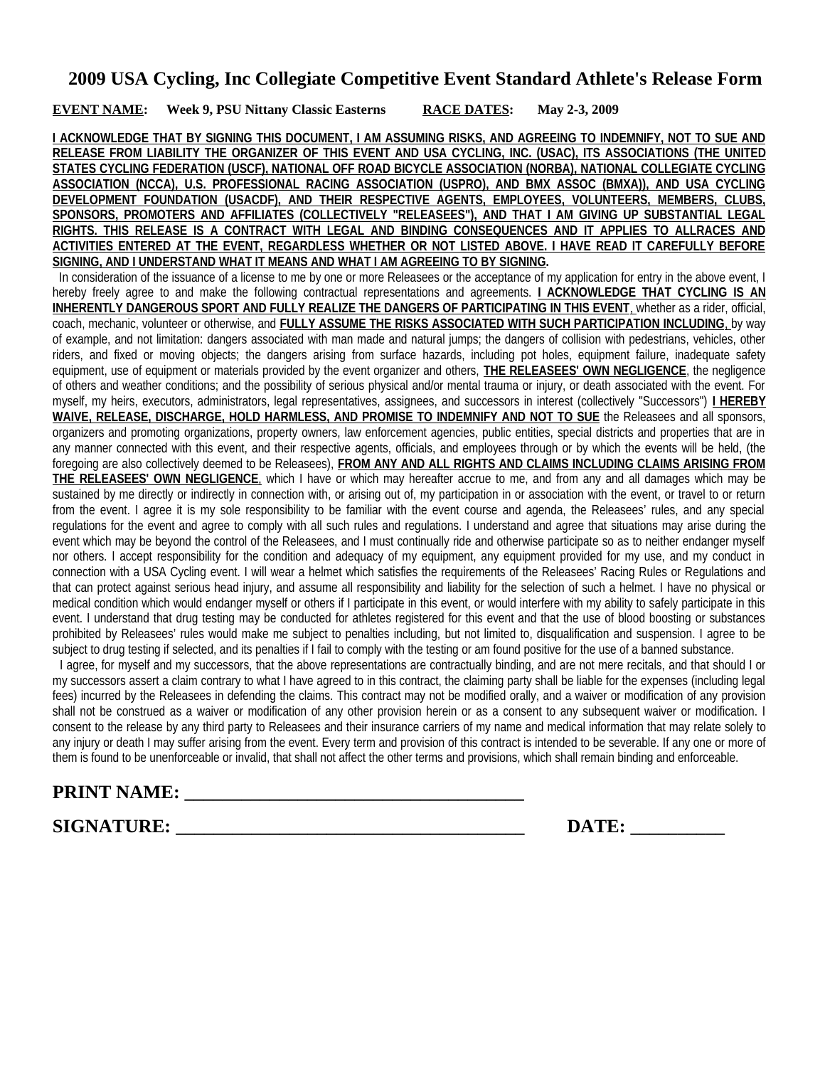# 2009 USA Cycling, Inc Collegiate Competitive Event Standard Athlete's Release Form

**EVENT NAME: Week 9, PSU Nittany Classic Easterns RACE DATES: May 2-3, 2009**

**I ACKNOWLEDGE THAT BY SIGNING THIS DOCUMENT, I AM ASSUMING RISKS, AND AGREEING TO INDEMNIFY, NOT TO SUE AND RELEASE FROM LIABILITY THE ORGANIZER OF THIS EVENT AND USA CYCLING, INC. (USAC), ITS ASSOCIATIONS (THE UNITED STATES CYCLING FEDERATION (USCF), NATIONAL OFF ROAD BICYCLE ASSOCIATION (NORBA), NATIONAL COLLEGIATE CYCLING ASSOCIATION (NCCA), U.S. PROFESSIONAL RACING ASSOCIATION (USPRO), AND BMX ASSOC (BMXA)), AND USA CYCLING DEVELOPMENT FOUNDATION (USACDF), AND THEIR RESPECTIVE AGENTS, EMPLOYEES, VOLUNTEERS, MEMBERS, CLUBS, SPONSORS, PROMOTERS AND AFFILIATES (COLLECTIVELY "RELEASEES"), AND THAT I AM GIVING UP SUBSTANTIAL LEGAL RIGHTS. THIS RELEASE IS A CONTRACT WITH LEGAL AND BINDING CONSEQUENCES AND IT APPLIES TO ALLRACES AND ACTIVITIES ENTERED AT THE EVENT, REGARDLESS WHETHER OR NOT LISTED ABOVE. I HAVE READ IT CAREFULLY BEFORE SIGNING, AND I UNDERSTAND WHAT IT MEANS AND WHAT I AM AGREEING TO BY SIGNING.**

In consideration of the issuance of a license to me by one or more Releasees or the acceptance of my application for entry in the above event, I hereby freely agree to and make the following contractual representations and agreements. **I ACKNOWLEDGE THAT CYCLING IS AN INHERENTLY DANGEROUS SPORT AND FULLY REALIZE THE DANGERS OF PARTICIPATING IN THIS EVENT**, whether as a rider, official, coach, mechanic, volunteer or otherwise, and **FULLY ASSUME THE RISKS ASSOCIATED WITH SUCH PARTICIPATION INCLUDING**, by way of example, and not limitation: dangers associated with man made and natural jumps; the dangers of collision with pedestrians, vehicles, other riders, and fixed or moving objects; the dangers arising from surface hazards, including pot holes, equipment failure, inadequate safety equipment, use of equipment or materials provided by the event organizer and others, **THE RELEASEES' OWN NEGLIGENCE**, the negligence of others and weather conditions; and the possibility of serious physical and/or mental trauma or injury, or death associated with the event. For myself, my heirs, executors, administrators, legal representatives, assignees, and successors in interest (collectively "Successors") **I HEREBY WAIVE, RELEASE, DISCHARGE, HOLD HARMLESS, AND PROMISE TO INDEMNIFY AND NOT TO SUE** the Releasees and all sponsors, organizers and promoting organizations, property owners, law enforcement agencies, public entities, special districts and properties that are in any manner connected with this event, and their respective agents, officials, and employees through or by which the events will be held, (the foregoing are also collectively deemed to be Releasees), **FROM ANY AND ALL RIGHTS AND CLAIMS INCLUDING CLAIMS ARISING FROM THE RELEASEES' OWN NEGLIGENCE**, which I have or which may hereafter accrue to me, and from any and all damages which may be sustained by me directly or indirectly in connection with, or arising out of, my participation in or association with the event, or travel to or return from the event. I agree it is my sole responsibility to be familiar with the event course and agenda, the Releasees' rules, and any special regulations for the event and agree to comply with all such rules and regulations. I understand and agree that situations may arise during the event which may be beyond the control of the Releasees, and I must continually ride and otherwise participate so as to neither endanger myself nor others. I accept responsibility for the condition and adequacy of my equipment, any equipment provided for my use, and my conduct in connection with a USA Cycling event. I will wear a helmet which satisfies the requirements of the Releasees' Racing Rules or Regulations and that can protect against serious head injury, and assume all responsibility and liability for the selection of such a helmet. I have no physical or medical condition which would endanger myself or others if I participate in this event, or would interfere with my ability to safely participate in this event. I understand that drug testing may be conducted for athletes registered for this event and that the use of blood boosting or substances prohibited by Releasees' rules would make me subject to penalties including, but not limited to, disqualification and suspension. I agree to be subject to drug testing if selected, and its penalties if I fail to comply with the testing or am found positive for the use of a banned substance.

I agree, for myself and my successors, that the above representations are contractually binding, and are not mere recitals, and that should I or my successors assert a claim contrary to what I have agreed to in this contract, the claiming party shall be liable for the expenses (including legal fees) incurred by the Releasees in defending the claims. This contract may not be modified orally, and a waiver or modification of any provision shall not be construed as a waiver or modification of any other provision herein or as a consent to any subsequent waiver or modification. I consent to the release by any third party to Releasees and their insurance carriers of my name and medical information that may relate solely to any injury or death I may suffer arising from the event. Every term and provision of this contract is intended to be severable. If any one or more of them is found to be unenforceable or invalid, that shall not affect the other terms and provisions, which shall remain binding and enforceable.

**PRINT NAME: ____________________________________**

**SIGNATURE: ____________________________________ DATE: __________**